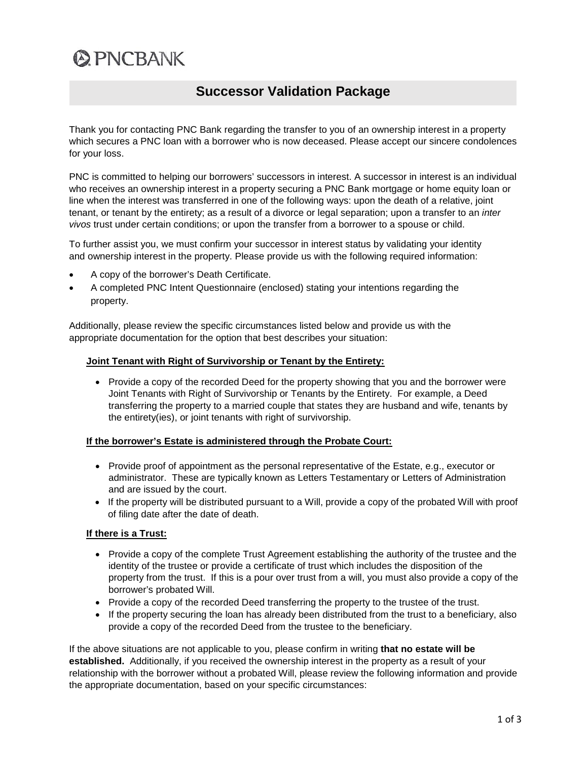PNCBANK

# Successor Validation Package

Thank you for contacting PNC Bank regarding the transfer to you of an ownership interest in a property which secures a PNC loan with a borrower who is now deceased. Please accept our sincere condolences for your loss.

PNC is committed to helping our borrowers' successors in interest. A successor in interest is an individual who receives an ownership interest in a property securing a PNC Bank mortgage or home equity loan or line when the interest was transferred in one of the following ways: upon the death of a relative, joint tenant, or tenant by the entirety; as a result of a divorce or legal separation; upon a transfer to an *inter vivos* trust under certain conditions; or upon the transfer from a borrower to a spouse or child.

To further assist you, we must confirm your successor in interest status by validating your identity and ownership interest in the property. Please provide us with the following required information:

- A copy of the borrower's Death Certificate.
- A completed PNC Intent Questionnaire (enclosed) stating your intentions regarding the property.

Additionally, please review the specific circumstances listed below and provide us with the appropriate documentation for the option that best describes your situation:

**Joint Tenant with Right of Survivorship or Tenant by the Entirety:**

- Provide a copy of the recorded Deed for the property showing that you and the borrower were Joint Tenants with Right of Survivorship or Tenants by the Entirety. For example, a Deed transferring the property to a married couple that states they are husband and wife, tenants by the entirety(ies), or joint tenants with right of survivorship.

**If the borrower's Estate is administered through the Probate Court:**

- Provide proof of appointment as the personal representative of the Estate, e.g., executor or administrator. These are typically known as Letters Testamentary or Letters of Administration and are issued by the court.
- If the property will be distributed pursuant to a Will, provide a copy of the probated Will with proof of filing date after the date of death.

**If there is a Trust:**

- Provide a copy of the complete Trust Agreement establishing the authority of the trustee and the identity of the trustee or provide a certificate of trust which includes the disposition of the property from the trust. If this is a pour over trust from a will, you must also provide a copy of the borrower's probated Will.
- Provide a copy of the recorded Deed transferring the property to the trustee of the trust.
- If the property securing the loan has already been distributed from the trust to a beneficiary, also provide a copy of the recorded Deed from the trustee to the beneficiary.

If the above situations are not applicable to you, please confirm in writing **that no estate will be established.** Additionally, if you received the ownership interest in the property as a result of your relationship with the borrower without a probated Will, please review the following information and provide the appropriate documentation, based on your specific circumstances: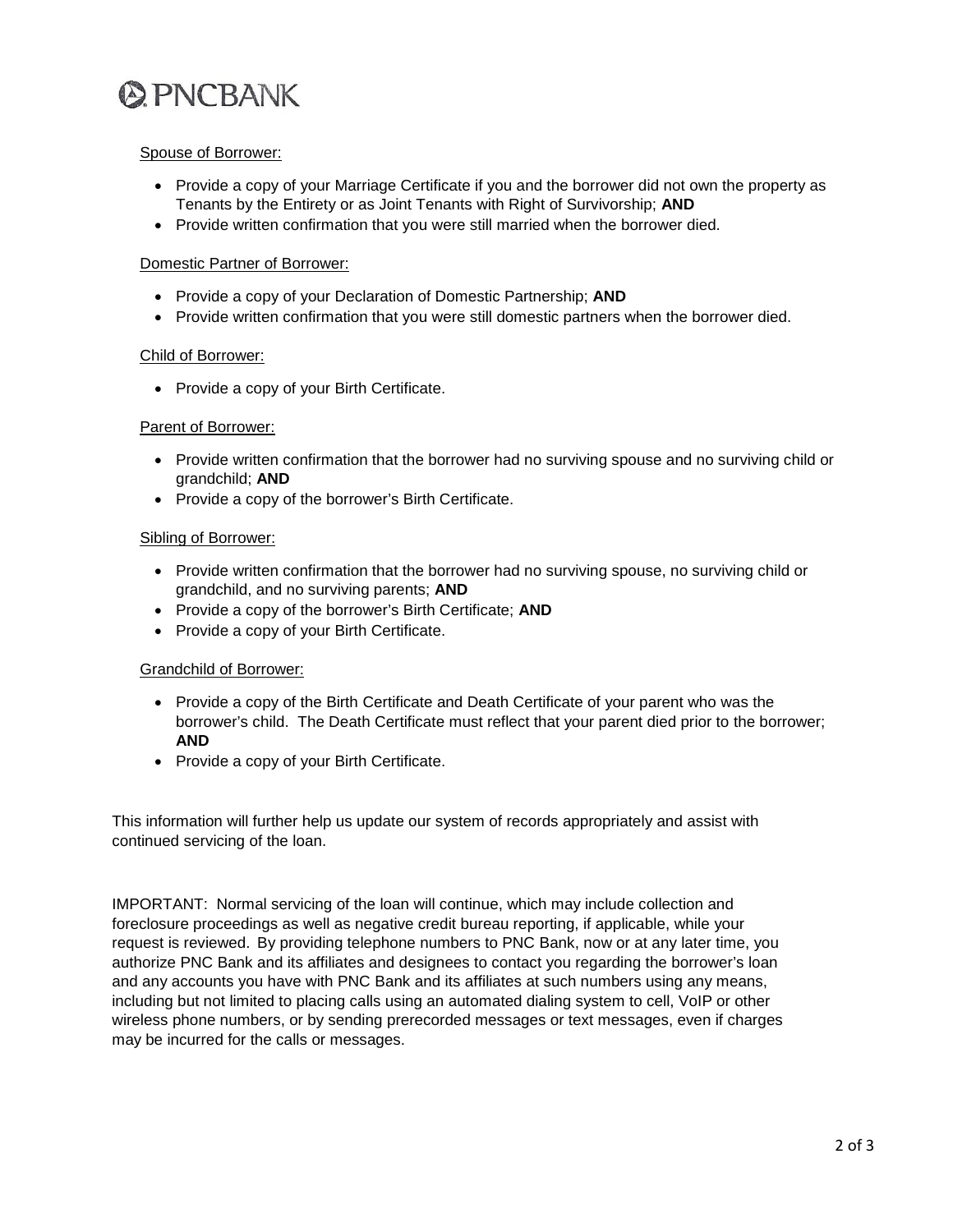Spouse of Borrower:

- Provide a copy of your Marriage Certificate if you and the borrower did not own the property as Tenants by the Entirety or as Joint Tenants with Right of Survivorship; **AND**
- Provide written confirmation that you were still married when the borrower died.

Domestic Partner of Borrower:

- Provide a copy of your Declaration of Domestic Partnership; **AND**
- Provide written confirmation that you were still domestic partners when the borrower died.

Child of Borrower:

- Provide a copy of your Birth Certificate.

Parent of Borrower:

- Provide written confirmation that the borrower had no surviving spouse and no surviving child or grandchild; **AND**
- Provide a copy of the borrower's Birth Certificate.

Sibling of Borrower:

- Provide written confirmation that the borrower had no surviving spouse, no surviving child or grandchild, and no surviving parents; **AND**
- Provide a copy of the borrower's Birth Certificate; **AND**
- Provide a copy of your Birth Certificate.

Grandchild of Borrower:

- Provide a copy of the Birth Certificate and Death Certificate of your parent who was the borrower's child. The Death Certificate must reflect that your parent died prior to the borrower; **AND**
- Provide a copy of your Birth Certificate.

This information will further help us update our system of records appropriately and assist with continued servicing of the loan.

IMPORTANT: Normal servicing of the loan will continue, which may include collection and foreclosure proceedings as well as negative credit bureau reporting, if applicable, while your request is reviewed. By providing telephone numbers to PNC Bank, now or at any later time, you authorize PNC Bank and its affiliates and designees to contact you regarding the borrower's loan and any accounts you have with PNC Bank and its affiliates at such numbers using any means, including but not limited to placing calls using an automated dialing system to cell, VoIP or other wireless phone numbers, or by sending prerecorded messages or text messages, even if charges may be incurred for the calls or messages.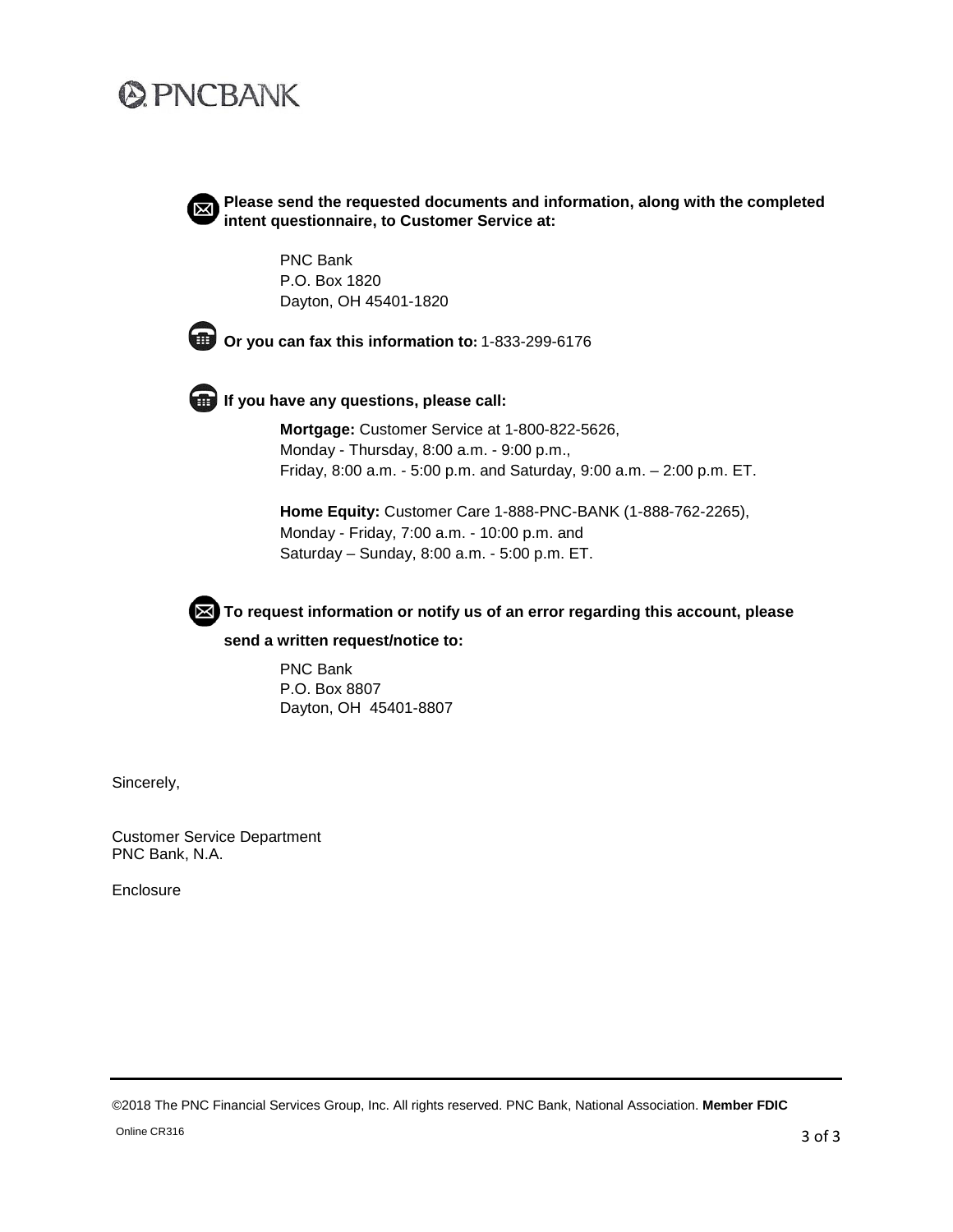PNCBANK

**Please send the requested documents and information, along with the completed intent questionnaire, to Customer Service at:**

PNC Bank
P.O. Box 1820
Dayton, OH 45401-1820

**Or you can fax this information to:** 1-833-299-6176

**If you have any questions, please call:**

**Mortgage:** Customer Service at 1-800-822-5626,
Monday - Thursday, 8:00 a.m. - 9:00 p.m.,
Friday, 8:00 a.m. - 5:00 p.m. and Saturday, 9:00 a.m. – 2:00 p.m. ET.

**Home Equity:** Customer Care 1-888-PNC-BANK (1-888-762-2265),
Monday - Friday, 7:00 a.m. - 10:00 p.m. and
Saturday – Sunday, 8:00 a.m. - 5:00 p.m. ET.

**To request information or notify us of an error regarding this account, please send a written request/notice to:**

PNC Bank
P.O. Box 8807
Dayton, OH 45401-8807

Sincerely,

Customer Service Department
PNC Bank, N.A.

Enclosure

©2018 The PNC Financial Services Group, Inc. All rights reserved. PNC Bank, National Association. **Member FDIC**

Online CR316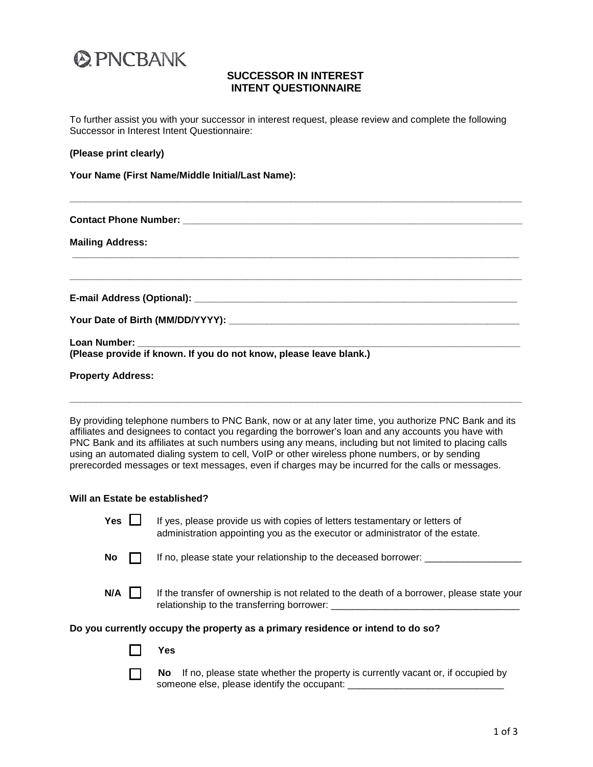PNC BANK

## SUCCESSOR IN INTEREST INTENT QUESTIONNAIRE

To further assist you with your successor in interest request, please review and complete the following Successor in Interest Intent Questionnaire:

**(Please print clearly)**

**Your Name (First Name/Middle Initial/Last Name):**

_______________________________________________________________________________

**Contact Phone Number:** _______________________________________________________________

**Mailing Address:**

_______________________________________________________________________________

_______________________________________________________________________________

**E-mail Address (Optional):** ___________________________________________________________

**Your Date of Birth (MM/DD/YYYY):** _____________________________________________________

**Loan Number:** ______________________________________________________________________
**(Please provide if known. If you do not know, please leave blank.)**

**Property Address:**

_______________________________________________________________________________

By providing telephone numbers to PNC Bank, now or at any later time, you authorize PNC Bank and its affiliates and designees to contact you regarding the borrower's loan and any accounts you have with PNC Bank and its affiliates at such numbers using any means, including but not limited to placing calls using an automated dialing system to cell, VoIP or other wireless phone numbers, or by sending prerecorded messages or text messages, even if charges may be incurred for the calls or messages.

**Will an Estate be established?**

- **Yes** ☐ If yes, please provide us with copies of letters testamentary or letters of administration appointing you as the executor or administrator of the estate.
- **No** ☐ If no, please state your relationship to the deceased borrower: __________________
- **N/A** ☐ If the transfer of ownership is not related to the death of a borrower, please state your relationship to the transferring borrower: ___________________________________

**Do you currently occupy the property as a primary residence or intend to do so?**

- ☐ **Yes**
- ☐ **No** If no, please state whether the property is currently vacant or, if occupied by someone else, please identify the occupant: _____________________________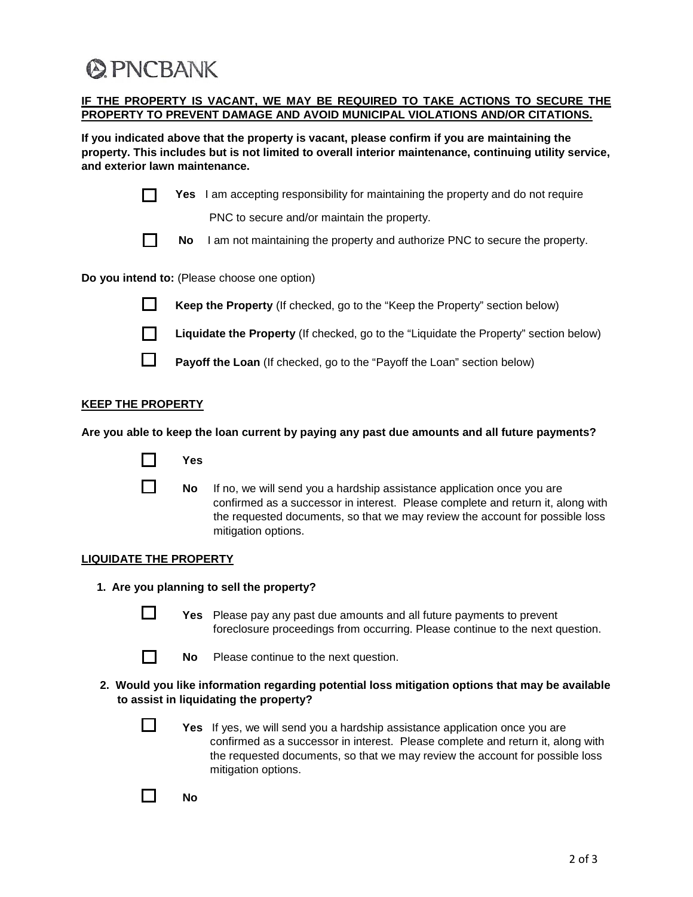PNCBANK

**IF THE PROPERTY IS VACANT, WE MAY BE REQUIRED TO TAKE ACTIONS TO SECURE THE PROPERTY TO PREVENT DAMAGE AND AVOID MUNICIPAL VIOLATIONS AND/OR CITATIONS.**

**If you indicated above that the property is vacant, please confirm if you are maintaining the property. This includes but is not limited to overall interior maintenance, continuing utility service, and exterior lawn maintenance.**

☐ **Yes** I am accepting responsibility for maintaining the property and do not require PNC to secure and/or maintain the property.

☐ **No** I am not maintaining the property and authorize PNC to secure the property.

**Do you intend to:** (Please choose one option)

☐ **Keep the Property** (If checked, go to the "Keep the Property" section below)

☐ **Liquidate the Property** (If checked, go to the "Liquidate the Property" section below)

☐ **Payoff the Loan** (If checked, go to the "Payoff the Loan" section below)

**KEEP THE PROPERTY**

**Are you able to keep the loan current by paying any past due amounts and all future payments?**

☐ **Yes**

☐ **No** If no, we will send you a hardship assistance application once you are confirmed as a successor in interest. Please complete and return it, along with the requested documents, so that we may review the account for possible loss mitigation options.

**LIQUIDATE THE PROPERTY**

**1. Are you planning to sell the property?**

☐ **Yes** Please pay any past due amounts and all future payments to prevent foreclosure proceedings from occurring. Please continue to the next question.

☐ **No** Please continue to the next question.

**2. Would you like information regarding potential loss mitigation options that may be available to assist in liquidating the property?**

☐ **Yes** If yes, we will send you a hardship assistance application once you are confirmed as a successor in interest. Please complete and return it, along with the requested documents, so that we may review the account for possible loss mitigation options.

☐ **No**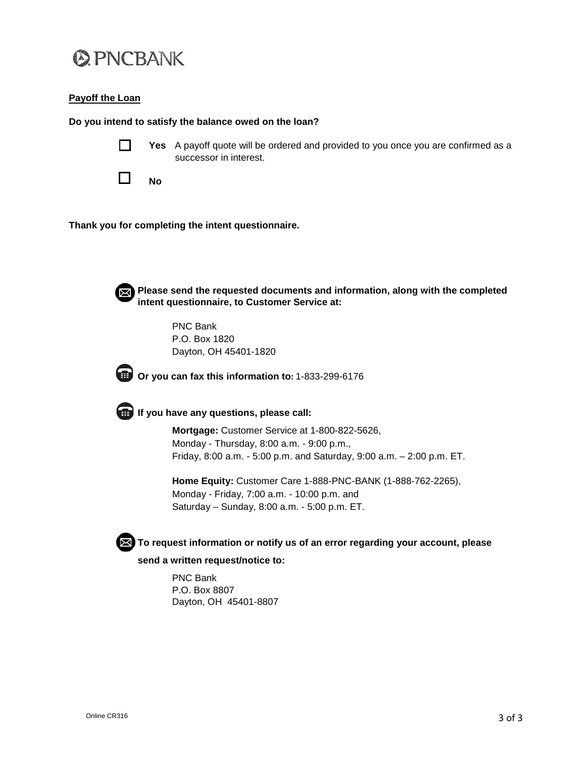**PNCBANK**

**Payoff the Loan**

**Do you intend to satisfy the balance owed on the loan?**

☐ **Yes** A payoff quote will be ordered and provided to you once you are confirmed as a successor in interest.

☐ **No**

**Thank you for completing the intent questionnaire.**

**Please send the requested documents and information, along with the completed intent questionnaire, to Customer Service at:**

PNC Bank
P.O. Box 1820
Dayton, OH 45401-1820

**Or you can fax this information to:** 1-833-299-6176

**If you have any questions, please call:**

**Mortgage:** Customer Service at 1-800-822-5626,
Monday - Thursday, 8:00 a.m. - 9:00 p.m.,
Friday, 8:00 a.m. - 5:00 p.m. and Saturday, 9:00 a.m. – 2:00 p.m. ET.

**Home Equity:** Customer Care 1-888-PNC-BANK (1-888-762-2265),
Monday - Friday, 7:00 a.m. - 10:00 p.m. and
Saturday – Sunday, 8:00 a.m. - 5:00 p.m. ET.

**To request information or notify us of an error regarding your account, please send a written request/notice to:**

PNC Bank
P.O. Box 8807
Dayton, OH 45401-8807

Online CR316